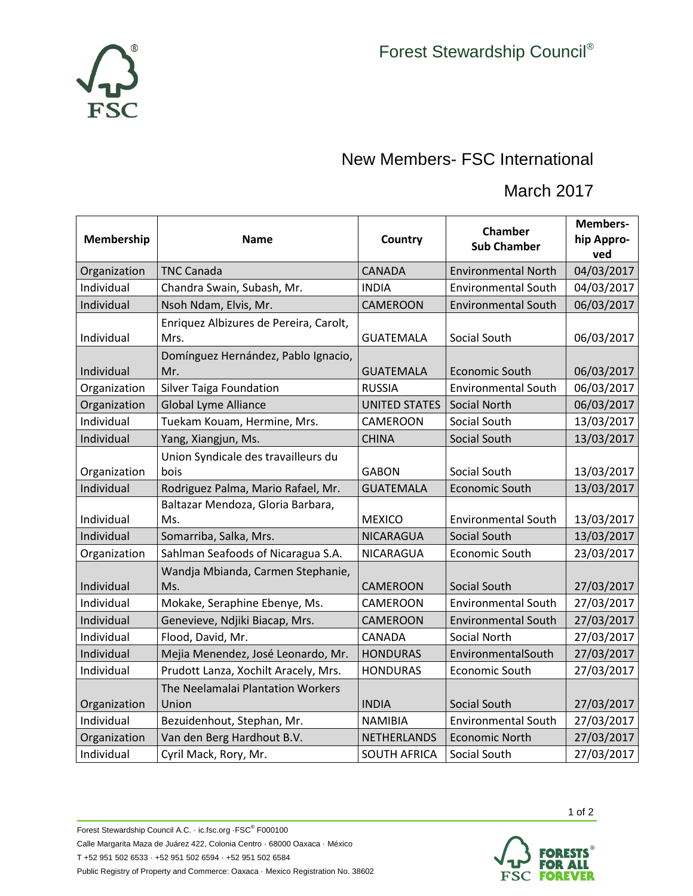Forest Stewardship Council®

# New Members- FSC International

## March 2017

| Membership | Name | Country | Chamber Sub Chamber | Membership Approved |
|---|---|---|---|---|
| Organization | TNC Canada | CANADA | Environmental North | 04/03/2017 |
| Individual | Chandra Swain, Subash, Mr. | INDIA | Environmental South | 04/03/2017 |
| Individual | Nsoh Ndam, Elvis, Mr. | CAMEROON | Environmental South | 06/03/2017 |
| Individual | Enriquez Albizures de Pereira, Carolt, Mrs. | GUATEMALA | Social South | 06/03/2017 |
| Individual | Domínguez Hernández, Pablo Ignacio, Mr. | GUATEMALA | Economic South | 06/03/2017 |
| Organization | Silver Taiga Foundation | RUSSIA | Environmental South | 06/03/2017 |
| Organization | Global Lyme Alliance | UNITED STATES | Social North | 06/03/2017 |
| Individual | Tuekam Kouam, Hermine, Mrs. | CAMEROON | Social South | 13/03/2017 |
| Individual | Yang, Xiangjun, Ms. | CHINA | Social South | 13/03/2017 |
| Organization | Union Syndicale des travailleurs du bois | GABON | Social South | 13/03/2017 |
| Individual | Rodriguez Palma, Mario Rafael, Mr. | GUATEMALA | Economic South | 13/03/2017 |
| Individual | Baltazar Mendoza, Gloria Barbara, Ms. | MEXICO | Environmental South | 13/03/2017 |
| Individual | Somarriba, Salka, Mrs. | NICARAGUA | Social South | 13/03/2017 |
| Organization | Sahlman Seafoods of Nicaragua S.A. | NICARAGUA | Economic South | 23/03/2017 |
| Individual | Wandja Mbianda, Carmen Stephanie, Ms. | CAMEROON | Social South | 27/03/2017 |
| Individual | Mokake, Seraphine Ebenye, Ms. | CAMEROON | Environmental South | 27/03/2017 |
| Individual | Genevieve, Ndjiki Biacap, Mrs. | CAMEROON | Environmental South | 27/03/2017 |
| Individual | Flood, David, Mr. | CANADA | Social North | 27/03/2017 |
| Individual | Mejia Menendez, José Leonardo, Mr. | HONDURAS | EnvironmentalSouth | 27/03/2017 |
| Individual | Prudott Lanza, Xochilt Aracely, Mrs. | HONDURAS | Economic South | 27/03/2017 |
| Organization | The Neelamalai Plantation Workers Union | INDIA | Social South | 27/03/2017 |
| Individual | Bezuidenhout, Stephan, Mr. | NAMIBIA | Environmental South | 27/03/2017 |
| Organization | Van den Berg Hardhout B.V. | NETHERLANDS | Economic North | 27/03/2017 |
| Individual | Cyril Mack, Rory, Mr. | SOUTH AFRICA | Social South | 27/03/2017 |

Forest Stewardship Council A.C. · ic.fsc.org ·FSC® F000100
Calle Margarita Maza de Juárez 422, Colonia Centro · 68000 Oaxaca · México
T +52 951 502 6533 · +52 951 502 6594 · +52 951 502 6584
Public Registry of Property and Commerce: Oaxaca · Mexico Registration No. 38602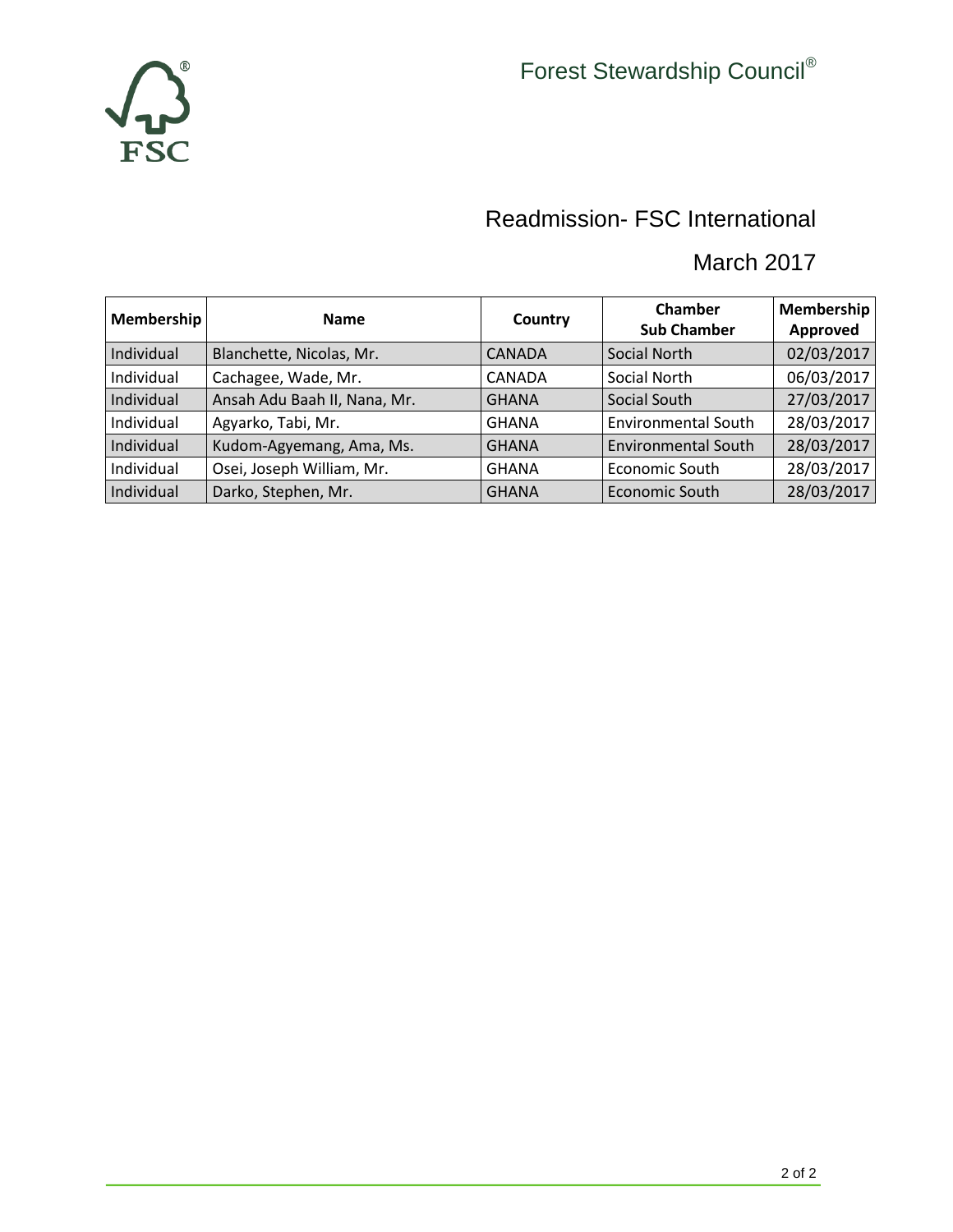Forest Stewardship Council®

# Readmission- FSC International

## March 2017

| Membership | Name | Country | Chamber Sub Chamber | Membership Approved |
| --- | --- | --- | --- | --- |
| Individual | Blanchette, Nicolas, Mr. | CANADA | Social North | 02/03/2017 |
| Individual | Cachagee, Wade, Mr. | CANADA | Social North | 06/03/2017 |
| Individual | Ansah Adu Baah II, Nana, Mr. | GHANA | Social South | 27/03/2017 |
| Individual | Agyarko, Tabi, Mr. | GHANA | Environmental South | 28/03/2017 |
| Individual | Kudom-Agyemang, Ama, Ms. | GHANA | Environmental South | 28/03/2017 |
| Individual | Osei, Joseph William, Mr. | GHANA | Economic South | 28/03/2017 |
| Individual | Darko, Stephen, Mr. | GHANA | Economic South | 28/03/2017 |